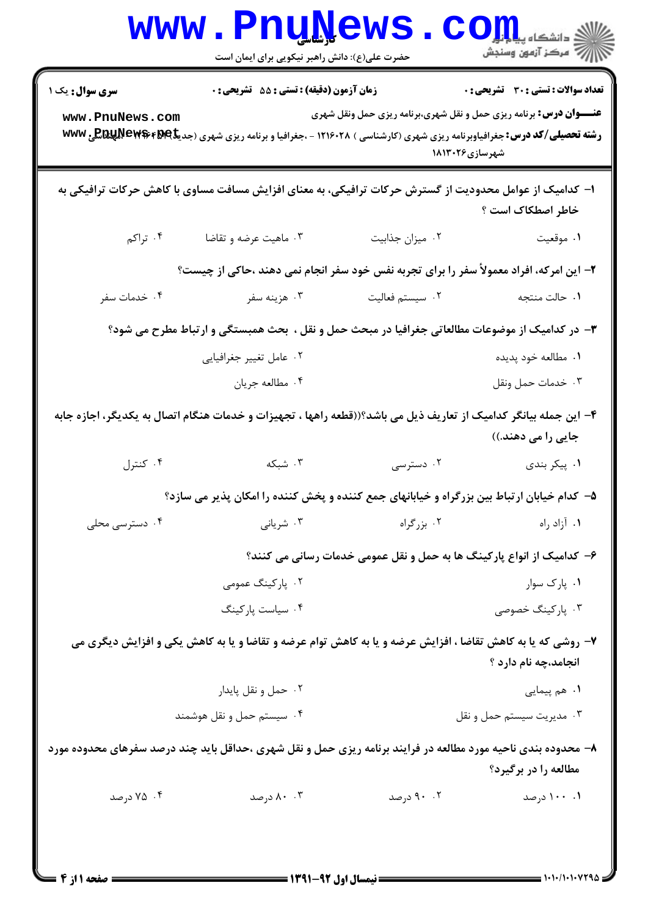کارشناسی

حضرت علی(ع): دانش راهبر نیکویی برای ایمان است

دانشگاه پیام نور
مرکز آزمون وسنجش

**سری سوال:** یک ۱

**زمان آزمون (دقیقه) : تستی : ۵۵ تشریحی : ۰**

**تعداد سوالات : تستی : ۳۰ تشریحی : ۰**

**عنـــوان درس:** برنامه ریزی حمل و نقل شهری،برنامه ریزی حمل ونقل شهری

**رشته تحصیلی/کد درس:** جغرافیاوبرنامه ریزی شهری (کارشناسی ) ۱۲۱۶۰۲۸ - ،جغرافیا و برنامه ریزی شهری (جدید)۱۲۱۶۲۱۷ - ،مهندسی شهرسازی۱۸۱۳۰۲۶

**۱- کدامیک از عوامل محدودیت از گسترش حرکات ترافیکی، به معنای افزایش مسافت مساوی با کاهش حرکات ترافیکی به خاطر اصطکاک است ؟**

۱. موقعیت
۲. میزان جذابیت
۳. ماهیت عرضه و تقاضا
۴. تراکم

**۲- این امرکه، افراد معمولاً سفر را برای تجربه نفس خود سفر انجام نمی دهند ،حاکی از چیست؟**

۱. حالت منتجه
۲. سیستم فعالیت
۳. هزینه سفر
۴. خدمات سفر

**۳- در کدامیک از موضوعات مطالعاتی جغرافیا در مبحث حمل و نقل ، بحث همبستگی و ارتباط مطرح می شود؟**

۱. مطالعه خود پدیده
۲. عامل تغییر جغرافیایی
۳. خدمات حمل ونقل
۴. مطالعه جریان

**۴- این جمله بیانگر کدامیک از تعاریف ذیل می باشد؟((قطعه راهها ، تجهیزات و خدمات هنگام اتصال به یکدیگر، اجازه جابه جایی را می دهند.))**

۱. پیکر بندی
۲. دسترسی
۳. شبکه
۴. کنترل

**۵- کدام خیابان ارتباط بین بزرگراه و خیابانهای جمع کننده و پخش کننده را امکان پذیر می سازد؟**

۱. آزاد راه
۲. بزرگراه
۳. شریانی
۴. دسترسی محلی

**۶- کدامیک از انواع پارکینگ ها به حمل و نقل عمومی خدمات رسانی می کنند؟**

۱. پارک سوار
۲. پارکینگ عمومی
۳. پارکینگ خصوصی
۴. سیاست پارکینگ

**۷- روشی که یا به کاهش تقاضا ، افزایش عرضه و یا به کاهش توام عرضه و تقاضا و یا به کاهش یکی و افزایش دیگری می انجامد،چه نام دارد ؟**

۱. هم پیمایی
۲. حمل و نقل پایدار
۳. مدیریت سیستم حمل و نقل
۴. سیستم حمل و نقل هوشمند

**۸- محدوده بندی ناحیه مورد مطالعه در فرایند برنامه ریزی حمل و نقل شهری ،حداقل باید چند درصد سفرهای محدوده مورد مطالعه را در برگیرد؟**

۱. ۱۰۰ درصد
۲. ۹۰ درصد
۳. ۸۰ درصد
۴. ۷۵ درصد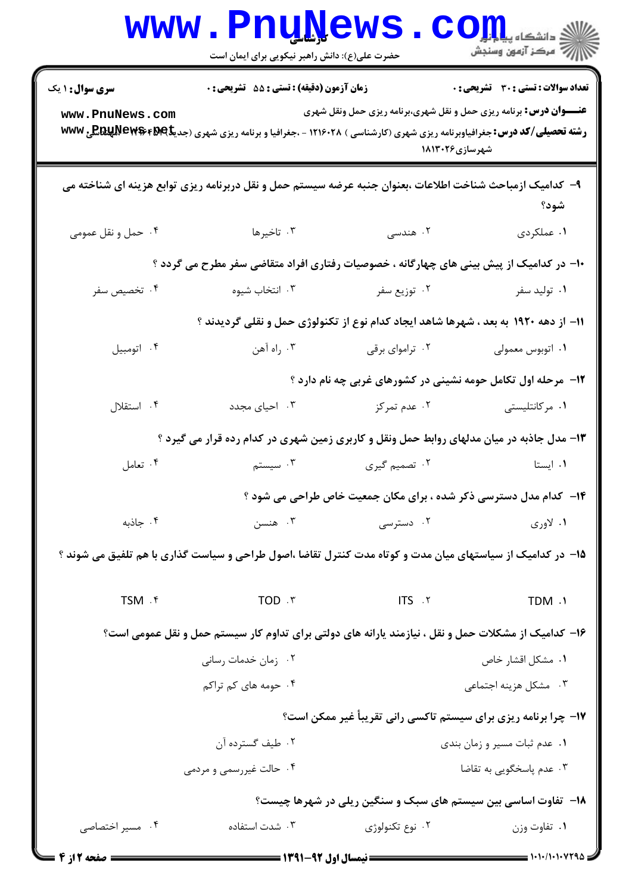**سری سوال:** ۱ یک

**زمان آزمون (دقیقه) : تستی : ۵۵ تشریحی : ۰**

**تعداد سوالات : تستی : ۳۰ تشریحی : ۰**

**عنـــوان درس:** برنامه ریزی حمل و نقل شهری،برنامه ریزی حمل ونقل شهری

**رشته تحصیلی/کد درس:** جغرافیاوبرنامه ریزی شهری (کارشناسی ) ۱۲۱۶۰۲۸ - ،جغرافیا و برنامه ریزی شهری (جدید) ۱۲۱۶۰۴۲ -، مهندسی شهرسازی۱۸۱۳۰۲۶

۹- کدامیک ازمباحث شناخت اطلاعات ،بعنوان جنبه عرضه سیستم حمل و نقل دربرنامه ریزی توابع هزینه ای شناخته می شود؟

۱. عملکردی
۲. هندسی
۳. تاخیرها
۴. حمل و نقل عمومی

۱۰- در کدامیک از پیش بینی های چهارگانه ، خصوصیات رفتاری افراد متقاضی سفر مطرح می گردد ؟

۱. تولید سفر
۲. توزیع سفر
۳. انتخاب شیوه
۴. تخصیص سفر

۱۱- از دهه ۱۹۲۰ به بعد ، شهرها شاهد ایجاد کدام نوع از تکنولوژی حمل و نقلی گردیدند ؟

۱. اتوبوس معمولی
۲. تراموای برقی
۳. راه آهن
۴. اتومبیل

۱۲- مرحله اول تکامل حومه نشینی در کشورهای غربی چه نام دارد ؟

۱. مرکانتلیستی
۲. عدم تمرکز
۳. احیای مجدد
۴. استقلال

۱۳- مدل جاذبه در میان مدلهای روابط حمل ونقل و کاربری زمین شهری در کدام رده قرار می گیرد ؟

۱. ایستا
۲. تصمیم گیری
۳. سیستم
۴. تعامل

۱۴- کدام مدل دسترسی ذکر شده ، برای مکان جمعیت خاص طراحی می شود ؟

۱. لاوری
۲. دسترسی
۳. هنسن
۴. جاذبه

۱۵- در کدامیک از سیاستهای میان مدت و کوتاه مدت کنترل تقاضا ،اصول طراحی و سیاست گذاری با هم تلفیق می شوند ؟

۱. TDM
۲. ITS
۳. TOD
۴. TSM

۱۶- کدامیک از مشکلات حمل و نقل ، نیازمند یارانه های دولتی برای تداوم کار سیستم حمل و نقل عمومی است؟

۱. مشکل اقشار خاص
۲. زمان خدمات رسانی
۳. مشکل هزینه اجتماعی
۴. حومه های کم تراکم

۱۷- چرا برنامه ریزی برای سیستم تاکسی رانی تقریباً غیر ممکن است؟

۱. عدم ثبات مسیر و زمان بندی
۲. طیف گسترده آن
۳. عدم پاسخگویی به تقاضا
۴. حالت غیررسمی و مردمی

۱۸- تفاوت اساسی بین سیستم های سبک و سنگین ریلی در شهرها چیست؟

۱. تفاوت وزن
۲. نوع تکنولوژی
۳. شدت استفاده
۴. مسیر اختصاصی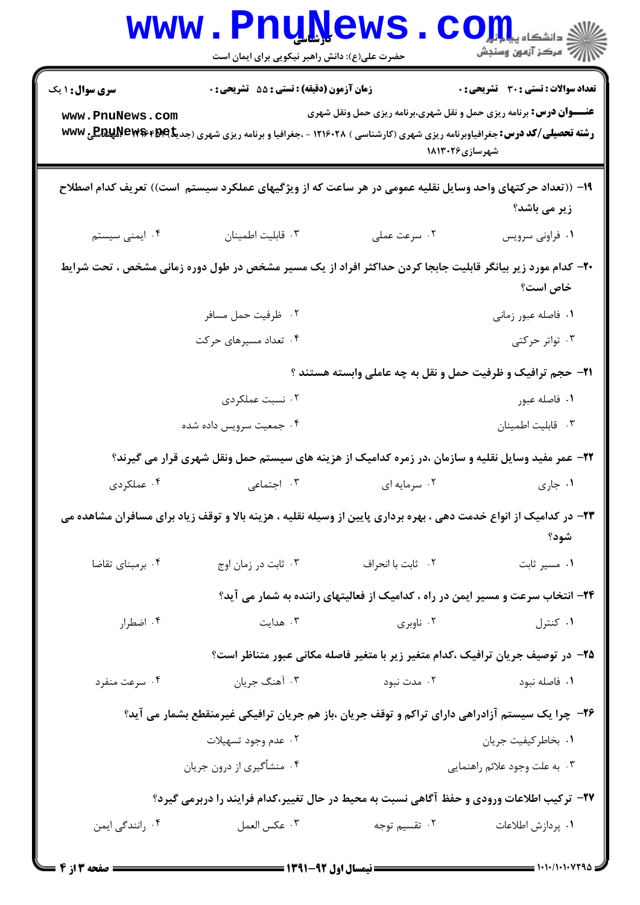۱۹- ((تعداد حرکتهای واحد وسایل نقلیه عمومی در هر ساعت که از ویژگیهای عملکرد سیستم است)) تعریف کدام اصطلاح زیر می باشد؟

۱. فراونی سرویس
۲. سرعت عملی
۳. قابلیت اطمینان
۴. ایمنی سیستم

۲۰- کدام مورد زیر بیانگر قابلیت جابجا کردن حداکثر افراد از یک مسیر مشخص در طول دوره زمانی مشخص ، تحت شرایط خاص است؟

۱. فاصله عبور زمانی
۲. ظرفیت حمل مسافر
۳. تواتر حرکتی
۴. تعداد مسیرهای حرکت

۲۱- حجم ترافیک و ظرفیت حمل و نقل به چه عاملی وابسته هستند ؟

۱. فاصله عبور
۲. نسبت عملکردی
۳. قابلیت اطمینان
۴. جمعیت سرویس داده شده

۲۲- عمر مفید وسایل نقلیه و سازمان ،در زمره کدامیک از هزینه های سیستم حمل ونقل شهری قرار می گیرند؟

۱. جاری
۲. سرمایه ای
۳. اجتماعی
۴. عملکردی

۲۳- در کدامیک از انواع خدمت دهی ، بهره برداری پایین از وسیله نقلیه ، هزینه بالا و توقف زیاد برای مسافران مشاهده می شود؟

۱. مسیر ثابت
۲. ثابت با انحراف
۳. ثابت در زمان اوج
۴. برمبنای تقاضا

۲۴- انتخاب سرعت و مسیر ایمن در راه ، کدامیک از فعالیتهای راننده به شمار می آید؟

۱. کنترل
۲. ناوبری
۳. هدایت
۴. اضطرار

۲۵- در توصیف جریان ترافیک ،کدام متغیر زیر با متغیر فاصله مکانی عبور متناظر است؟

۱. فاصله نبود
۲. مدت نبود
۳. آهنگ جریان
۴. سرعت منفرد

۲۶- چرا یک سیستم آزادراهی دارای تراکم و توقف جریان ،باز هم جریان ترافیکی غیرمنقطع بشمار می آید؟

۱. بخاطرکیفیت جریان
۲. عدم وجود تسهیلات
۳. به علت وجود علائم راهنمایی
۴. منشأگیری از درون جریان

۲۷- ترکیب اطلاعات ورودی و حفظ آگاهی نسبت به محیط در حال تغییر،کدام فرایند را دربرمی گیرد؟

۱. پردازش اطلاعات
۲. تقسیم توجه
۳. عکس العمل
۴. رانندگی ایمن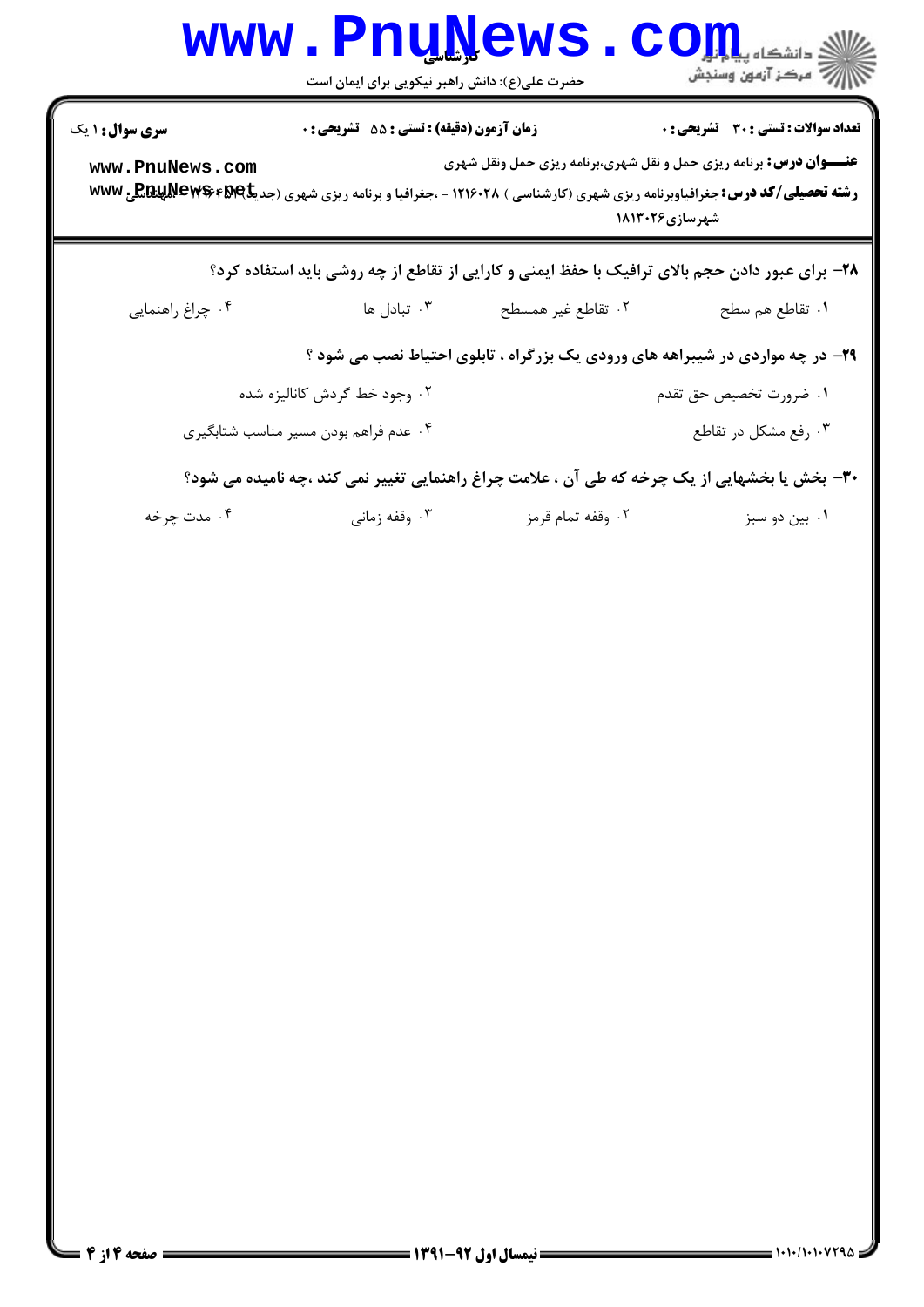**سری سوال:** ۱ یک

**زمان آزمون (دقیقه) : تستی : ۵۵ تشریحی : ۰**

**تعداد سوالات : تستی : ۳۰ تشریحی : ۰**

**عنـــوان درس:** برنامه ریزی حمل و نقل شهری،برنامه ریزی حمل ونقل شهری

**رشته تحصیلی/کد درس:** جغرافیاوبرنامه ریزی شهری (کارشناسی ) ۱۲۱۶۰۲۸ - ،جغرافیا و برنامه ریزی شهری (جدید)،مهندسی شهرسازی۱۸۱۳۰۲۶

**۲۸- برای عبور دادن حجم بالای ترافیک با حفظ ایمنی و کارایی از تقاطع از چه روشی باید استفاده کرد؟**

۱. تقاطع هم سطح
۲. تقاطع غیر همسطح
۳. تبادل ها
۴. چراغ راهنمایی

**۲۹- در چه مواردی در شیبراهه های ورودی یک بزرگراه ، تابلوی احتیاط نصب می شود ؟**

۱. ضرورت تخصیص حق تقدم
۲. وجود خط گردش کانالیزه شده
۳. رفع مشکل در تقاطع
۴. عدم فراهم بودن مسیر مناسب شتابگیری

**۳۰- بخش یا بخشهایی از یک چرخه که طی آن ، علامت چراغ راهنمایی تغییر نمی کند ،چه نامیده می شود؟**

۱. بین دو سبز
۲. وقفه تمام قرمز
۳. وقفه زمانی
۴. مدت چرخه